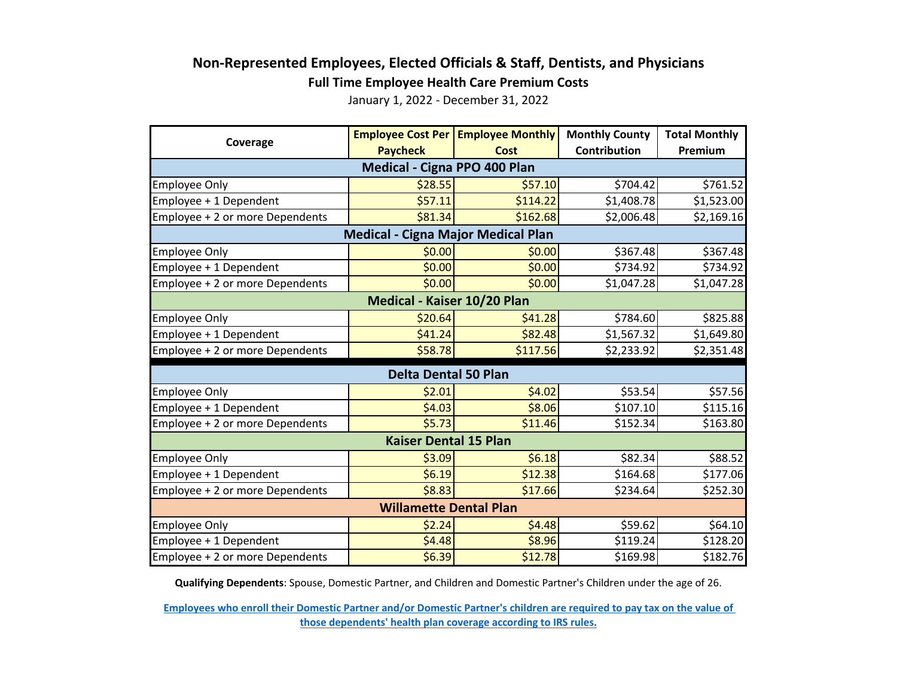# Non-Represented Employees, Elected Officials & Staff, Dentists, and Physicians

## Full Time Employee Health Care Premium Costs

January 1, 2022 - December 31, 2022

| Coverage | Employee Cost Per Paycheck | Employee Monthly Cost | Monthly County Contribution | Total Monthly Premium |
|---|---|---|---|---|
| **Medical - Cigna PPO 400 Plan** | | | | |
| Employee Only | $28.55 | $57.10 | $704.42 | $761.52 |
| Employee + 1 Dependent | $57.11 | $114.22 | $1,408.78 | $1,523.00 |
| Employee + 2 or more Dependents | $81.34 | $162.68 | $2,006.48 | $2,169.16 |
| **Medical - Cigna Major Medical Plan** | | | | |
| Employee Only | $0.00 | $0.00 | $367.48 | $367.48 |
| Employee + 1 Dependent | $0.00 | $0.00 | $734.92 | $734.92 |
| Employee + 2 or more Dependents | $0.00 | $0.00 | $1,047.28 | $1,047.28 |
| **Medical - Kaiser 10/20 Plan** | | | | |
| Employee Only | $20.64 | $41.28 | $784.60 | $825.88 |
| Employee + 1 Dependent | $41.24 | $82.48 | $1,567.32 | $1,649.80 |
| Employee + 2 or more Dependents | $58.78 | $117.56 | $2,233.92 | $2,351.48 |
| **Delta Dental 50 Plan** | | | | |
| Employee Only | $2.01 | $4.02 | $53.54 | $57.56 |
| Employee + 1 Dependent | $4.03 | $8.06 | $107.10 | $115.16 |
| Employee + 2 or more Dependents | $5.73 | $11.46 | $152.34 | $163.80 |
| **Kaiser Dental 15 Plan** | | | | |
| Employee Only | $3.09 | $6.18 | $82.34 | $88.52 |
| Employee + 1 Dependent | $6.19 | $12.38 | $164.68 | $177.06 |
| Employee + 2 or more Dependents | $8.83 | $17.66 | $234.64 | $252.30 |
| **Willamette Dental Plan** | | | | |
| Employee Only | $2.24 | $4.48 | $59.62 | $64.10 |
| Employee + 1 Dependent | $4.48 | $8.96 | $119.24 | $128.20 |
| Employee + 2 or more Dependents | $6.39 | $12.78 | $169.98 | $182.76 |

**Qualifying Dependents**: Spouse, Domestic Partner, and Children and Domestic Partner's Children under the age of 26.

**Employees who enroll their Domestic Partner and/or Domestic Partner's children are required to pay tax on the value of those dependents' health plan coverage according to IRS rules.**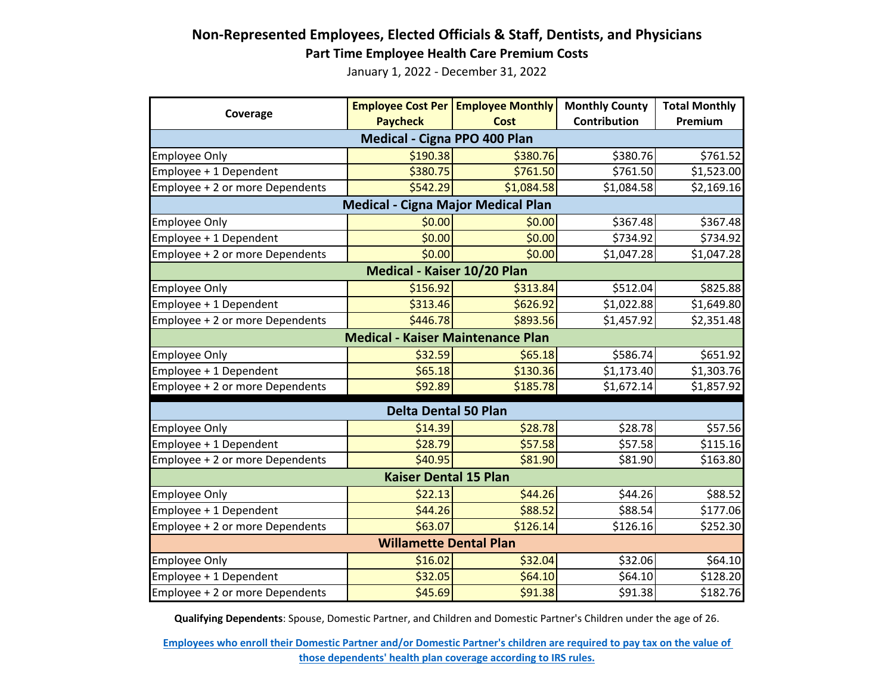## Non-Represented Employees, Elected Officials & Staff, Dentists, and Physicians

### Part Time Employee Health Care Premium Costs

January 1, 2022 - December 31, 2022

| Coverage | Employee Cost Per Paycheck | Employee Monthly Cost | Monthly County Contribution | Total Monthly Premium |
|---|---|---|---|---|
| **Medical - Cigna PPO 400 Plan** | | | | |
| Employee Only | $190.38 | $380.76 | $380.76 | $761.52 |
| Employee + 1 Dependent | $380.75 | $761.50 | $761.50 | $1,523.00 |
| Employee + 2 or more Dependents | $542.29 | $1,084.58 | $1,084.58 | $2,169.16 |
| **Medical - Cigna Major Medical Plan** | | | | |
| Employee Only | $0.00 | $0.00 | $367.48 | $367.48 |
| Employee + 1 Dependent | $0.00 | $0.00 | $734.92 | $734.92 |
| Employee + 2 or more Dependents | $0.00 | $0.00 | $1,047.28 | $1,047.28 |
| **Medical - Kaiser 10/20 Plan** | | | | |
| Employee Only | $156.92 | $313.84 | $512.04 | $825.88 |
| Employee + 1 Dependent | $313.46 | $626.92 | $1,022.88 | $1,649.80 |
| Employee + 2 or more Dependents | $446.78 | $893.56 | $1,457.92 | $2,351.48 |
| **Medical - Kaiser Maintenance Plan** | | | | |
| Employee Only | $32.59 | $65.18 | $586.74 | $651.92 |
| Employee + 1 Dependent | $65.18 | $130.36 | $1,173.40 | $1,303.76 |
| Employee + 2 or more Dependents | $92.89 | $185.78 | $1,672.14 | $1,857.92 |
| **Delta Dental 50 Plan** | | | | |
| Employee Only | $14.39 | $28.78 | $28.78 | $57.56 |
| Employee + 1 Dependent | $28.79 | $57.58 | $57.58 | $115.16 |
| Employee + 2 or more Dependents | $40.95 | $81.90 | $81.90 | $163.80 |
| **Kaiser Dental 15 Plan** | | | | |
| Employee Only | $22.13 | $44.26 | $44.26 | $88.52 |
| Employee + 1 Dependent | $44.26 | $88.52 | $88.54 | $177.06 |
| Employee + 2 or more Dependents | $63.07 | $126.14 | $126.16 | $252.30 |
| **Willamette Dental Plan** | | | | |
| Employee Only | $16.02 | $32.04 | $32.06 | $64.10 |
| Employee + 1 Dependent | $32.05 | $64.10 | $64.10 | $128.20 |
| Employee + 2 or more Dependents | $45.69 | $91.38 | $91.38 | $182.76 |

**Qualifying Dependents**: Spouse, Domestic Partner, and Children and Domestic Partner's Children under the age of 26.

**Employees who enroll their Domestic Partner and/or Domestic Partner's children are required to pay tax on the value of those dependents' health plan coverage according to IRS rules.**